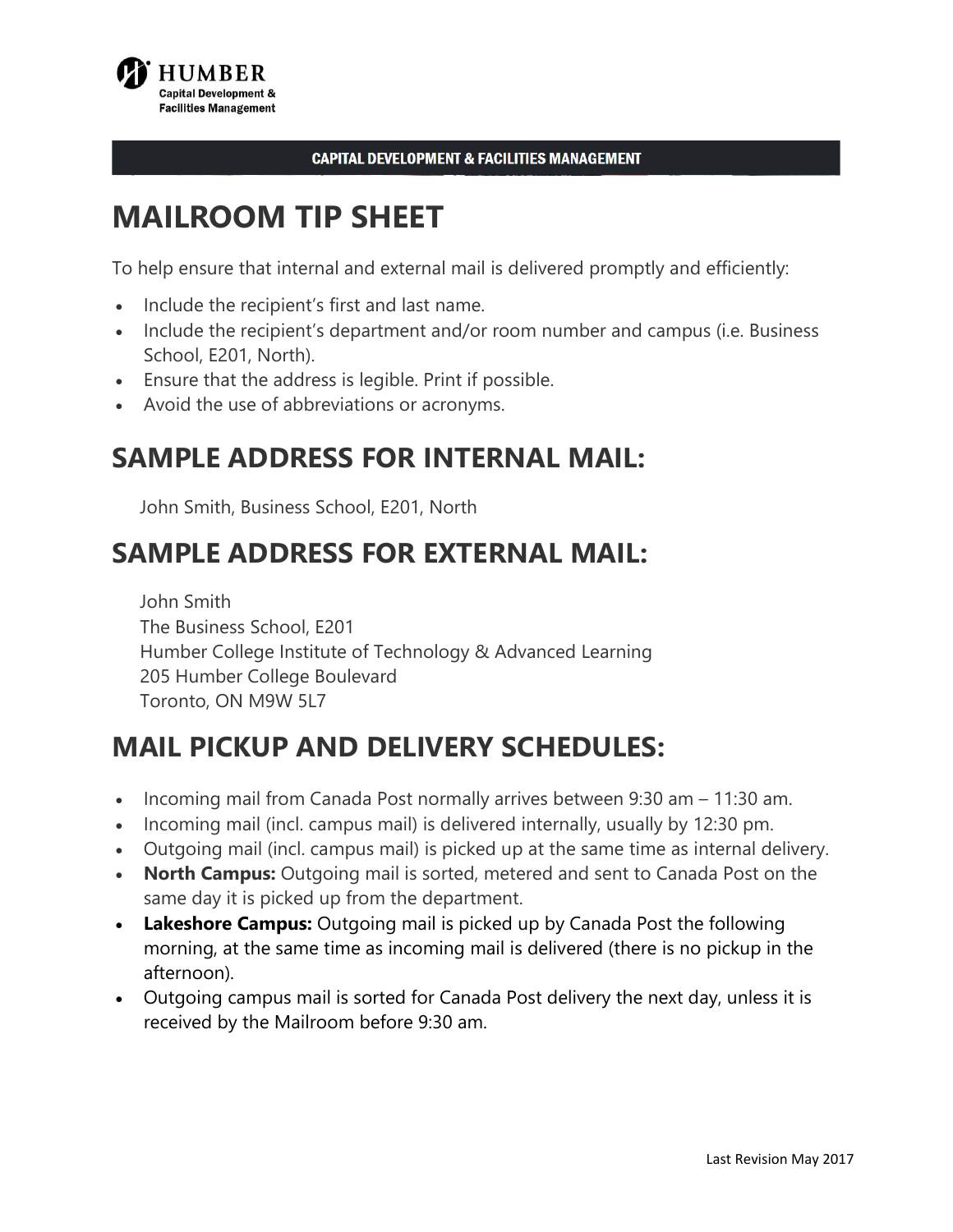HUMBER
Capital Development &
Facilities Management

CAPITAL DEVELOPMENT & FACILITIES MANAGEMENT

# MAILROOM TIP SHEET

To help ensure that internal and external mail is delivered promptly and efficiently:

- Include the recipient's first and last name.
- Include the recipient's department and/or room number and campus (i.e. Business School, E201, North).
- Ensure that the address is legible. Print if possible.
- Avoid the use of abbreviations or acronyms.

## SAMPLE ADDRESS FOR INTERNAL MAIL:

John Smith, Business School, E201, North

## SAMPLE ADDRESS FOR EXTERNAL MAIL:

John Smith
The Business School, E201
Humber College Institute of Technology & Advanced Learning
205 Humber College Boulevard
Toronto, ON M9W 5L7

## MAIL PICKUP AND DELIVERY SCHEDULES:

- Incoming mail from Canada Post normally arrives between 9:30 am – 11:30 am.
- Incoming mail (incl. campus mail) is delivered internally, usually by 12:30 pm.
- Outgoing mail (incl. campus mail) is picked up at the same time as internal delivery.
- **North Campus:** Outgoing mail is sorted, metered and sent to Canada Post on the same day it is picked up from the department.
- **Lakeshore Campus:** Outgoing mail is picked up by Canada Post the following morning, at the same time as incoming mail is delivered (there is no pickup in the afternoon).
- Outgoing campus mail is sorted for Canada Post delivery the next day, unless it is received by the Mailroom before 9:30 am.

Last Revision May 2017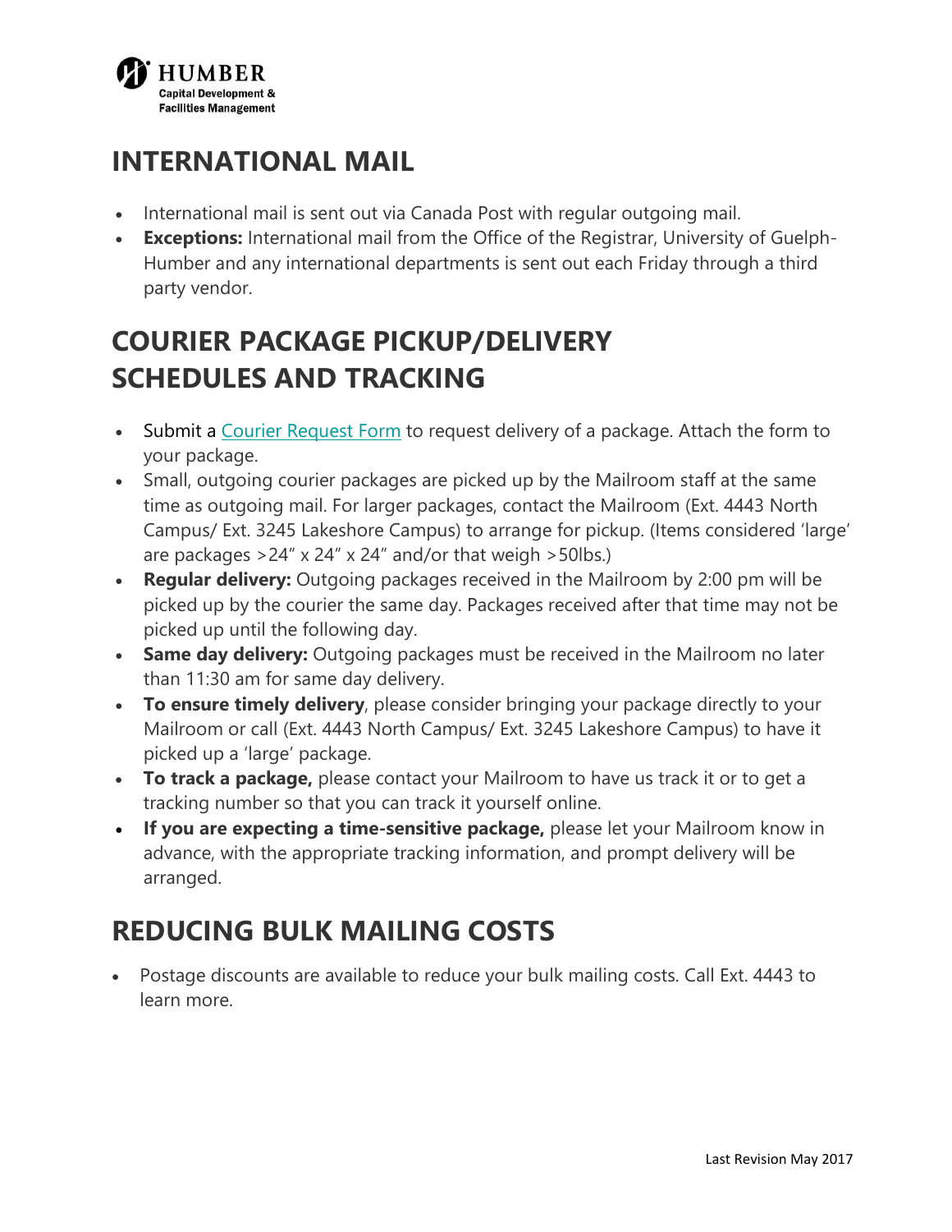## INTERNATIONAL MAIL

- International mail is sent out via Canada Post with regular outgoing mail.
- **Exceptions:** International mail from the Office of the Registrar, University of Guelph-Humber and any international departments is sent out each Friday through a third party vendor.

## COURIER PACKAGE PICKUP/DELIVERY SCHEDULES AND TRACKING

- Submit a Courier Request Form to request delivery of a package. Attach the form to your package.
- Small, outgoing courier packages are picked up by the Mailroom staff at the same time as outgoing mail. For larger packages, contact the Mailroom (Ext. 4443 North Campus/ Ext. 3245 Lakeshore Campus) to arrange for pickup. (Items considered 'large' are packages >24" x 24" x 24" and/or that weigh >50lbs.)
- **Regular delivery:** Outgoing packages received in the Mailroom by 2:00 pm will be picked up by the courier the same day. Packages received after that time may not be picked up until the following day.
- **Same day delivery:** Outgoing packages must be received in the Mailroom no later than 11:30 am for same day delivery.
- **To ensure timely delivery**, please consider bringing your package directly to your Mailroom or call (Ext. 4443 North Campus/ Ext. 3245 Lakeshore Campus) to have it picked up a 'large' package.
- **To track a package,** please contact your Mailroom to have us track it or to get a tracking number so that you can track it yourself online.
- **If you are expecting a time-sensitive package,** please let your Mailroom know in advance, with the appropriate tracking information, and prompt delivery will be arranged.

## REDUCING BULK MAILING COSTS

- Postage discounts are available to reduce your bulk mailing costs. Call Ext. 4443 to learn more.

Last Revision May 2017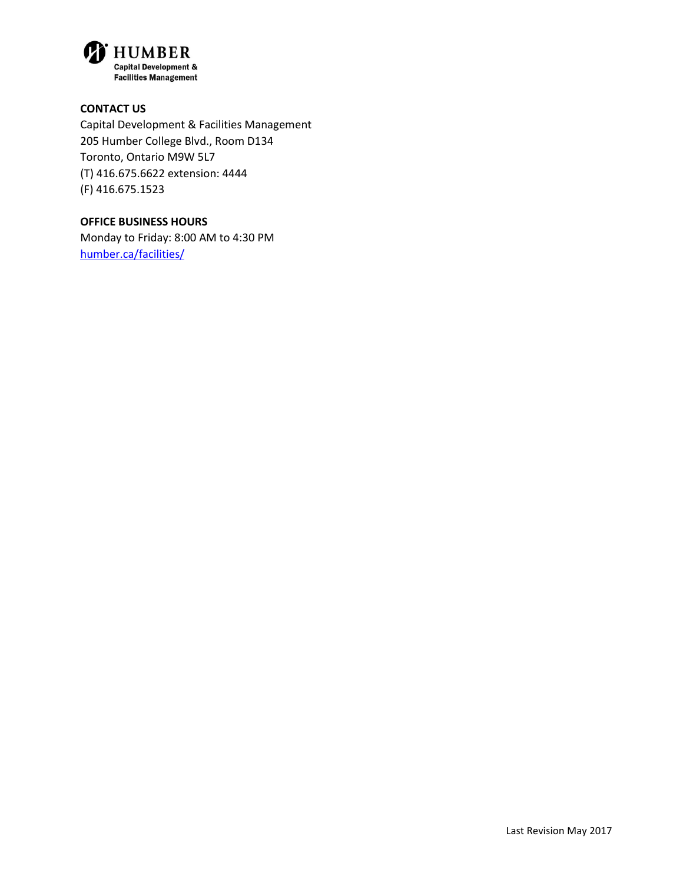**HUMBER**
**Capital Development & Facilities Management**

**CONTACT US**

Capital Development & Facilities Management
205 Humber College Blvd., Room D134
Toronto, Ontario M9W 5L7
(T) 416.675.6622 extension: 4444
(F) 416.675.1523

**OFFICE BUSINESS HOURS**

Monday to Friday: 8:00 AM to 4:30 PM
[humber.ca/facilities/](humber.ca/facilities/)

Last Revision May 2017